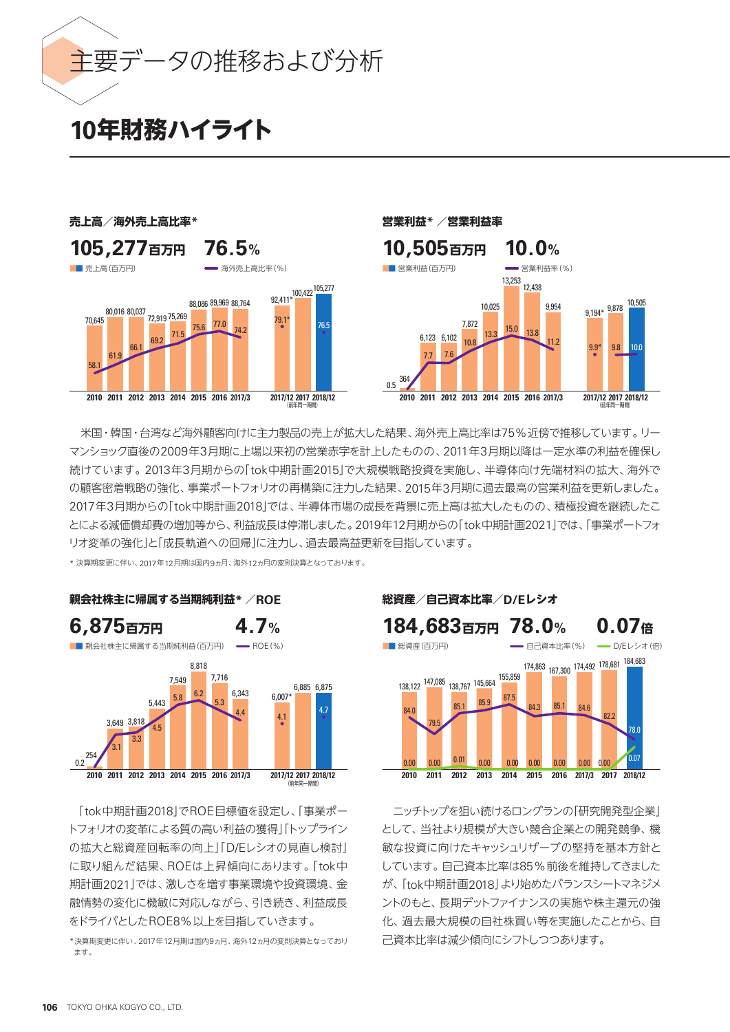# 主要データの推移および分析

## 10年財務ハイライト

### 売上高／海外売上高比率*

**105,277百万円　76.5%**

■ 売上高（百万円）　― 海外売上高比率（%）

| | 2010 | 2011 | 2012 | 2013 | 2014 | 2015 | 2016 | 2017/3 | 2017/12 | 2017 (前年同一期間) | 2018/12 |
|---|---|---|---|---|---|---|---|---|---|---|---|
| 売上高（百万円） | 70,645 | 80,016 | 80,037 | 72,919 | 75,269 | 88,086 | 89,969 | 88,764 | 92,411* | 100,422 | 105,277 |
| 海外売上高比率（%） | 58.1 | 61.9 | 66.1 | 69.2 | 71.5 | 75.6 | 77.0 | 74.2 | 79.1* | | 76.5 |

### 営業利益*／営業利益率

**10,505百万円　10.0%**

■ 営業利益（百万円）　― 営業利益率（%）

| | 2010 | 2011 | 2012 | 2013 | 2014 | 2015 | 2016 | 2017/3 | 2017/12 | 2017 (前年同一期間) | 2018/12 |
|---|---|---|---|---|---|---|---|---|---|---|---|
| 営業利益（百万円） | 364 | 6,123 | 6,102 | 7,872 | 10,025 | 13,253 | 12,438 | 9,954 | 9,194* | 9,878 | 10,505 |
| 営業利益率（%） | 0.5 | 7.7 | 7.6 | 10.8 | 13.3 | 15.0 | 13.8 | 11.2 | 9.9* | 9.8 | 10.0 |

米国・韓国・台湾など海外顧客向けに主力製品の売上が拡大した結果、海外売上高比率は75%近傍で推移しています。リーマンショック直後の2009年3月期に上場以来初の営業赤字を計上したものの、2011年3月期以降は一定水準の利益を確保し続けています。2013年3月期からの「tok中期計画2015」で大規模戦略投資を実施し、半導体向け先端材料の拡大、海外での顧客密着戦略の強化、事業ポートフォリオの再構築に注力した結果、2015年3月期に過去最高の営業利益を更新しました。2017年3月期からの「tok中期計画2018」では、半導体市場の成長を背景に売上高は拡大したものの、積極投資を継続したことによる減価償却費の増加等から、利益成長は停滞しました。2019年12月期からの「tok中期計画2021」では、「事業ポートフォリオ変革の強化」と「成長軌道への回帰」に注力し、過去最高益更新を目指しています。

* 決算期変更に伴い、2017年12月期は国内9ヵ月、海外12ヵ月の変則決算となっております。

### 親会社株主に帰属する当期純利益*／ROE

**6,875百万円　4.7%**

■ 親会社株主に帰属する当期純利益（百万円）　― ROE（%）

| | 2010 | 2011 | 2012 | 2013 | 2014 | 2015 | 2016 | 2017/3 | 2017/12 | 2017 (前年同一期間) | 2018/12 |
|---|---|---|---|---|---|---|---|---|---|---|---|
| 親会社株主に帰属する当期純利益（百万円） | 254 | 3,649 | 3,818 | 5,443 | 7,549 | 8,818 | 7,716 | 6,343 | 6,007* | 6,885 | 6,875 |
| ROE（%） | 0.2 | 3.1 | 3.3 | 4.5 | 5.8 | 6.2 | 5.3 | 4.4 | 4.1 | | 4.7 |

「tok中期計画2018」でROE目標値を設定し、「事業ポートフォリオの変革による質の高い利益の獲得」「トップラインの拡大と総資産回転率の向上」「D/Eレシオの見直し検討」に取り組んだ結果、ROEは上昇傾向にあります。「tok中期計画2021」では、激しさを増す事業環境や投資環境、金融情勢の変化に機敏に対応しながら、引き続き、利益成長をドライバとしたROE8%以上を目指していきます。

*決算期変更に伴い、2017年12月期は国内9ヵ月、海外12ヵ月の変則決算となっております。

### 総資産／自己資本比率／D/Eレシオ

**184,683百万円　78.0%　0.07倍**

■ 総資産（百万円）　― 自己資本比率（%）　― D/Eレシオ（倍）

| | 2010 | 2011 | 2012 | 2013 | 2014 | 2015 | 2016 | 2017/3 | 2017 | 2018/12 |
|---|---|---|---|---|---|---|---|---|---|---|
| 総資産（百万円） | 138,122 | 147,085 | 138,767 | 145,664 | 155,859 | 174,863 | 167,300 | 174,492 | 178,681 | 184,683 |
| 自己資本比率（%） | 84.0 | 79.5 | 85.1 | 85.9 | 87.5 | 84.3 | 85.1 | 84.6 | 82.2 | 78.0 |
| D/Eレシオ（倍） | 0.00 | 0.00 | 0.01 | 0.00 | 0.00 | 0.00 | 0.00 | 0.00 | 0.00 | 0.07 |

ニッチトップを狙い続けるロングランの「研究開発型企業」として、当社より規模が大きい競合企業との開発競争、機敏な投資に向けたキャッシュリザーブの堅持を基本方針としています。自己資本比率は85%前後を維持してきましたが、「tok中期計画2018」より始めたバランスシートマネジメントのもと、長期デットファイナンスの実施や株主還元の強化、過去最大規模の自社株買い等を実施したことから、自己資本比率は減少傾向にシフトしつつあります。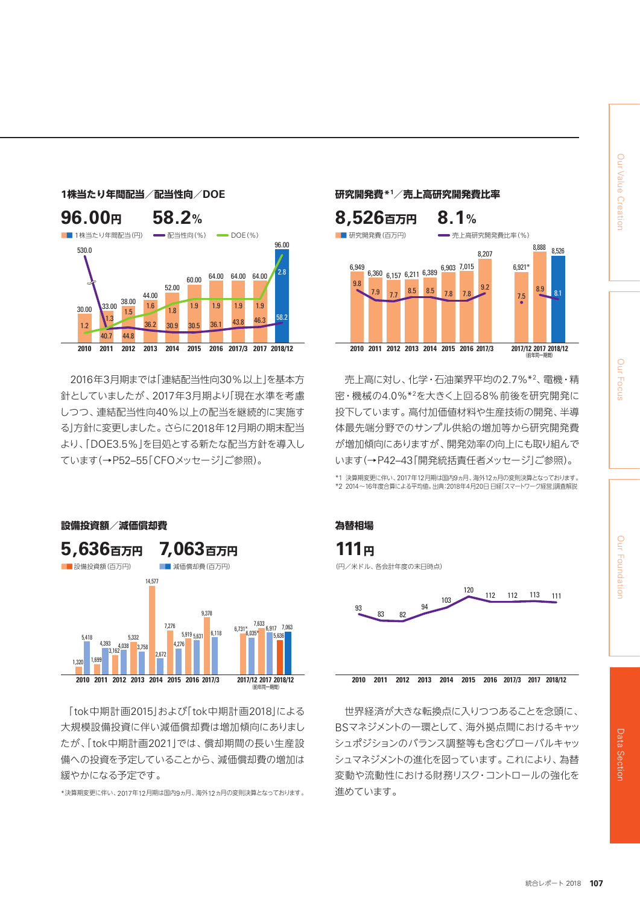## 1株当たり年間配当／配当性向／DOE

**96.00円**　**58.2%**

1株当たり年間配当（円）　配当性向（%）　DOE（%）

| | 2010 | 2011 | 2012 | 2013 | 2014 | 2015 | 2016 | 2017/3 | 2017 | 2018/12 |
|---|---|---|---|---|---|---|---|---|---|---|
| 1株当たり年間配当（円） | 30.00 | 33.00 | 38.00 | 44.00 | 52.00 | 60.00 | 64.00 | 64.00 | 64.00 | 96.00 |
| 配当性向（%） | 530.0 | 40.7 | 44.8 | 36.2 | 30.9 | 30.5 | 36.1 | 43.8 | 46.3 | 58.2 |
| DOE（%） | 1.2 | 1.3 | 1.5 | 1.6 | 1.8 | 1.9 | 1.9 | 1.9 | 1.9 | 2.8 |

2016年3月期までは「連結配当性向30％以上」を基本方針としていましたが、2017年3月期より「現在水準を考慮しつつ、連結配当性向40％以上の配当を継続的に実施する」方針に変更しました。さらに2018年12月期の期末配当より、「DOE3.5％」を目処とする新たな配当方針を導入しています（→P52–55「CFOメッセージ」ご参照）。

## 研究開発費*1／売上高研究開発費比率

**8,526百万円**　**8.1%**

研究開発費（百万円）　売上高研究開発費比率（%）

| | 2010 | 2011 | 2012 | 2013 | 2014 | 2015 | 2016 | 2017/3 | 2017/12 | 2017（前年同一期間） | 2018/12 |
|---|---|---|---|---|---|---|---|---|---|---|---|
| 研究開発費（百万円） | 6,949 | 6,360 | 6,157 | 6,211 | 6,389 | 6,903 | 7,015 | 8,207 | 6,921* | 8,888 | 8,526 |
| 売上高研究開発費比率（%） | 9.8 | 7.9 | 7.7 | 8.5 | 8.5 | 7.8 | 7.8 | 9.2 | 7.5 | 8.9 | 8.1 |

売上高に対し、化学・石油業界平均の2.7％*2、電機・精密・機械の4.0％*2を大きく上回る8％前後を研究開発に投下しています。高付加価値材料や生産技術の開発、半導体最先端分野でのサンプル供給の増加等から研究開発費が増加傾向にありますが、開発効率の向上にも取り組んでいます（→P42–43「開発統括責任者メッセージ」ご参照）。

*1 決算期変更に伴い、2017年12月期は国内9ヵ月、海外12ヵ月の変則決算となっております。
*2 2014～16年度合算による平均値。出典：2018年4月20日 日経「スマートワーク経営」調査解説

## 設備投資額／減価償却費

**5,636百万円**　**7,063百万円**

設備投資額（百万円）　減価償却費（百万円）

| | 2010 | 2011 | 2012 | 2013 | 2014 | 2015 | 2016 | 2017/3 | 2017/12 | 2017（前年同一期間） | 2018/12 |
|---|---|---|---|---|---|---|---|---|---|---|---|
| 設備投資額（百万円） | 1,320 | 1,699 | 4,038 | 5,332 | 14,577 | 7,276 | 5,919 | 9,378 | 6,731* | 7,633 | 5,636 |
| 減価償却費（百万円） | 5,418 | 4,393 | 3,162 | 3,758 | 2,672 | 4,276 | 5,631 | 6,118 | 6,035* | 6,917 | 7,063 |

「tok中期計画2015」および「tok中期計画2018」による大規模設備投資に伴い減価償却費は増加傾向にありましたが、「tok中期計画2021」では、償却期間の長い生産設備への投資を予定していることから、減価償却費の増加は緩やかになる予定です。

*決算期変更に伴い、2017年12月期は国内9ヵ月、海外12ヵ月の変則決算となっております。

## 為替相場

**111円**

（円／米ドル、各会計年度の末日時点）

| 2010 | 2011 | 2012 | 2013 | 2014 | 2015 | 2016 | 2017/3 | 2017 | 2018/12 |
|---|---|---|---|---|---|---|---|---|---|
| 93 | 83 | 82 | 94 | 103 | 120 | 112 | 112 | 113 | 111 |

世界経済が大きな転換点に入りつつあることを念頭に、BSマネジメントの一環として、海外拠点間におけるキャッシュポジションのバランス調整等も含むグローバルキャッシュマネジメントの進化を図っています。これにより、為替変動や流動性における財務リスク・コントロールの強化を進めています。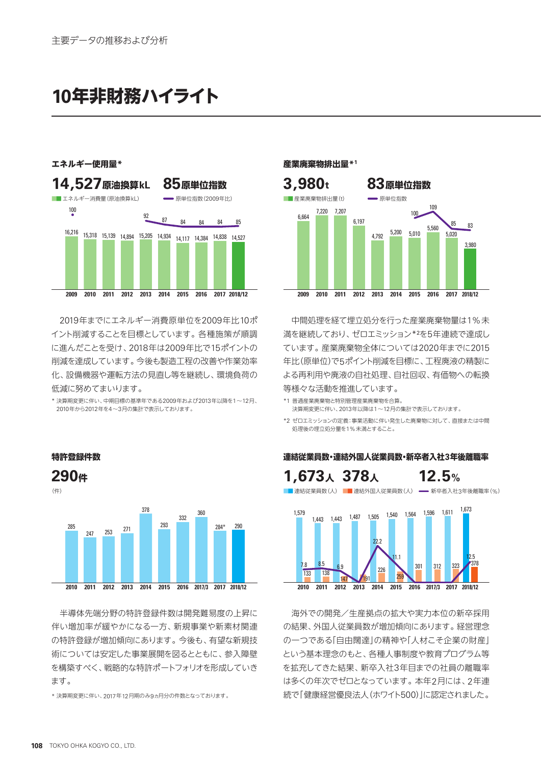主要データの推移および分析

# 10年非財務ハイライト

### エネルギー使用量*

**14,527**原油換算kL　**85**原単位指数

■ エネルギー消費量（原油換算kL）　— 原単位指数（2009年比）

| | 2009 | 2010 | 2011 | 2012 | 2013 | 2014 | 2015 | 2016 | 2017 | 2018/12 |
|---|---|---|---|---|---|---|---|---|---|---|
| エネルギー消費量（原油換算kL） | 16,216 | 15,318 | 15,139 | 14,894 | 15,205 | 14,934 | 14,117 | 14,384 | 14,838 | 14,527 |
| 原単位指数（2009年比） | 100 | | | | 92 | 87 | 84 | 84 | 84 | 85 |

2019年までにエネルギー消費原単位を2009年比10ポイント削減することを目標としています。各種施策が順調に進んだことを受け、2018年は2009年比で15ポイントの削減を達成しています。今後も製造工程の改善や作業効率化、設備機器や運転方法の見直し等を継続し、環境負荷の低減に努めてまいります。

* 決算期変更に伴い、中期目標の基準年である2009年および2013年以降を1～12月、2010年から2012年を4～3月の集計で表示しております。

### 産業廃棄物排出量*1

**3,980**t　**83**原単位指数

■ 産業廃棄物排出量（t）　— 原単位指数

| | 2009 | 2010 | 2011 | 2012 | 2013 | 2014 | 2015 | 2016 | 2017 | 2018/12 |
|---|---|---|---|---|---|---|---|---|---|---|
| 産業廃棄物排出量（t） | 6,664 | 7,220 | 7,207 | 6,197 | 4,792 | 5,200 | 5,010 | 5,560 | 5,020 | 3,980 |
| 原単位指数 | | | | | | | 100 | 109 | 85 | 83 |

中間処理を経て埋立処分を行った産業廃棄物量は1％未満を継続しており、ゼロエミッション*2を5年連続で達成しています。産業廃棄物全体については2020年までに2015年比（原単位）で5ポイント削減を目標に、工程廃液の精製による再利用や廃液の自社処理、自社回収、有価物への転換等様々な活動を推進しています。

*1 普通産業廃棄物と特別管理産業廃棄物を合算。
　決算期変更に伴い、2013年以降は1～12月の集計で表示しております。

*2 ゼロエミッションの定義：事業活動に伴い発生した廃棄物に対して、直接または中間処理後の埋立処分量を1％未満とすること。

### 特許登録件数

**290**件

（件）

| 2010 | 2011 | 2012 | 2013 | 2014 | 2015 | 2016 | 2017/3 | 2017 | 2018/12 |
|---|---|---|---|---|---|---|---|---|---|
| 285 | 247 | 253 | 271 | 378 | 293 | 332 | 360 | 284* | 290 |

半導体先端分野の特許登録件数は開発難易度の上昇に伴い増加率が緩やかになる一方、新規事業や新素材関連の特許登録が増加傾向にあります。今後も、有望な新規技術については安定した事業展開を図るとともに、参入障壁を構築すべく、戦略的な特許ポートフォリオを形成していきます。

* 決算期変更に伴い、2017年12月期のみ9ヵ月分の件数となっております。

### 連結従業員数・連結外国人従業員数・新卒者入社3年後離職率

**1,673**人　**378**人　**12.5**%

■ 連結従業員数（人）　■ 連結外国人従業員数（人）　— 新卒者入社3年後離職率（%）

| | 2010 | 2011 | 2012 | 2013 | 2014 | 2015 | 2016 | 2017/3 | 2017 | 2018/12 |
|---|---|---|---|---|---|---|---|---|---|---|
| 連結従業員数（人） | 1,579 | 1,443 | 1,443 | 1,487 | 1,505 | 1,540 | 1,564 | 1,596 | 1,611 | 1,673 |
| 連結外国人従業員数（人） | 133 | 138 | 147 | 191 | 226 | 259 | 301 | 312 | 323 | 378 |
| 新卒者入社3年後離職率（%） | 7.8 | 8.5 | 6.9 | | 22.2 | 11.1 | | | | 12.5 |

海外での開発／生産拠点の拡大や実力本位の新卒採用の結果、外国人従業員数が増加傾向にあります。経営理念の一つである「自由闊達」の精神や「人材こそ企業の財産」という基本理念のもと、各種人事制度や教育プログラム等を拡充してきた結果、新卒入社3年目までの社員の離職率は多くの年次でゼロとなっています。本年2月には、2年連続で「健康経営優良法人（ホワイト500）」に認定されました。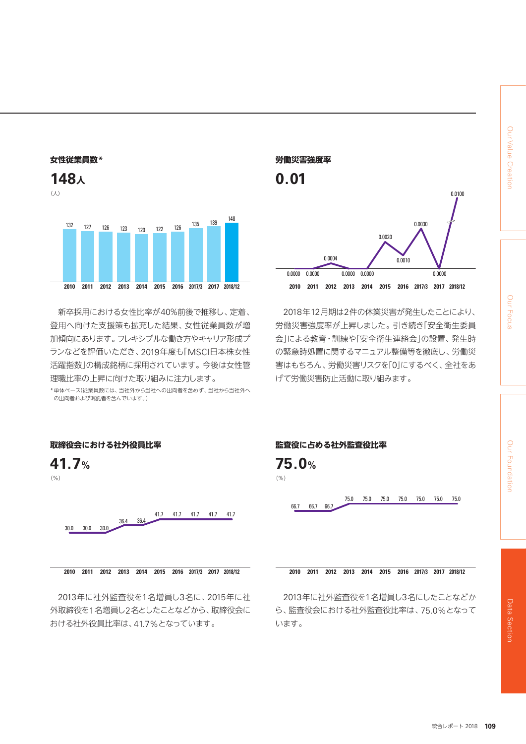## 女性従業員数*

**148人**

(人)

| 2010 | 2011 | 2012 | 2013 | 2014 | 2015 | 2016 | 2017/3 | 2017 | 2018/12 |
|---|---|---|---|---|---|---|---|---|---|
| 132 | 127 | 126 | 123 | 120 | 122 | 126 | 135 | 139 | 148 |

新卒採用における女性比率が40%前後で推移し、定着、登用へ向けた支援策も拡充した結果、女性従業員数が増加傾向にあります。フレキシブルな働き方やキャリア形成プランなどを評価いただき、2019年度も「MSCI日本株女性活躍指数」の構成銘柄に採用されています。今後は女性管理職比率の上昇に向けた取り組みに注力します。

*単体ベース(従業員数には、当社外から当社への出向者を含めず、当社から当社外への出向者および嘱託者を含んでいます。)

## 労働災害強度率

**0.01**

| 2010 | 2011 | 2012 | 2013 | 2014 | 2015 | 2016 | 2017/3 | 2017 | 2018/12 |
|---|---|---|---|---|---|---|---|---|---|
| 0.0000 | 0.0000 | 0.0004 | 0.0000 | 0.0000 | 0.0020 | 0.0010 | 0.0030 | 0.0000 | 0.0100 |

2018年12月期は2件の休業災害が発生したことにより、労働災害強度率が上昇しました。引き続き「安全衛生委員会」による教育・訓練や「安全衛生連絡会」の設置、発生時の緊急時処置に関するマニュアル整備等を徹底し、労働災害はもちろん、労働災害リスクを「0」にするべく、全社をあげて労働災害防止活動に取り組みます。

## 取締役会における社外役員比率

**41.7%**

(%)

| 2010 | 2011 | 2012 | 2013 | 2014 | 2015 | 2016 | 2017/3 | 2017 | 2018/12 |
|---|---|---|---|---|---|---|---|---|---|
| 30.0 | 30.0 | 30.0 | 36.4 | 36.4 | 41.7 | 41.7 | 41.7 | 41.7 | 41.7 |

2013年に社外監査役を1名増員し3名に、2015年に社外取締役を1名増員し2名としたことなどから、取締役会における社外役員比率は、41.7%となっています。

## 監査役に占める社外監査役比率

**75.0%**

(%)

| 2010 | 2011 | 2012 | 2013 | 2014 | 2015 | 2016 | 2017/3 | 2017 | 2018/12 |
|---|---|---|---|---|---|---|---|---|---|
| 66.7 | 66.7 | 66.7 | 75.0 | 75.0 | 75.0 | 75.0 | 75.0 | 75.0 | 75.0 |

2013年に社外監査役を1名増員し3名にしたことなどから、監査役会における社外監査役比率は、75.0%となっています。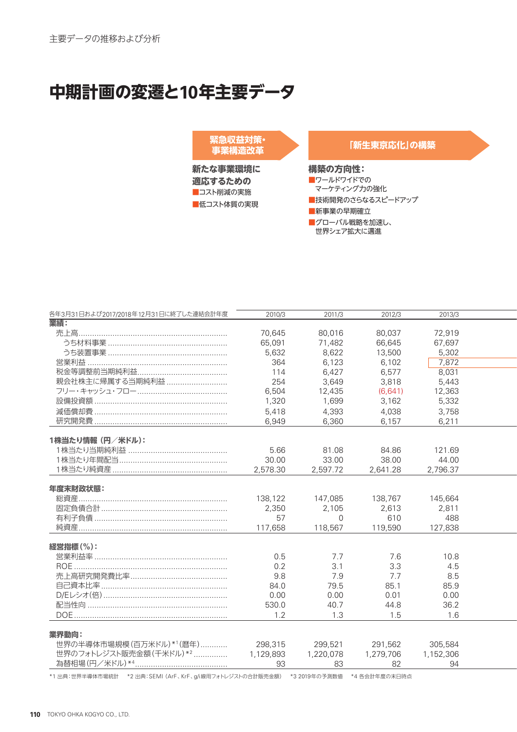主要データの推移および分析

# 中期計画の変遷と10年主要データ

## 緊急収益対策・事業構造改革

**新たな事業環境に適応するための**

- ■コスト削減の実施
- ■低コスト体質の実現

## 「新生東京応化」の構築

**構築の方向性：**

- ■ワールドワイドでのマーケティング力の強化
- ■技術開発のさらなるスピードアップ
- ■新事業の早期確立
- ■グローバル戦略を加速し、世界シェア拡大に邁進

| 各年3月31日および2017/2018年12月31日に終了した連結会計年度 | 2010/3 | 2011/3 | 2012/3 | 2013/3 |
|---|---|---|---|---|
| **業績：** | | | | |
| 売上高 | 70,645 | 80,016 | 80,037 | 72,919 |
| うち材料事業 | 65,091 | 71,482 | 66,645 | 67,697 |
| うち装置事業 | 5,632 | 8,622 | 13,500 | 5,302 |
| 営業利益 | 364 | 6,123 | 6,102 | 7,872 |
| 税金等調整前当期純利益 | 114 | 6,427 | 6,577 | 8,031 |
| 親会社株主に帰属する当期純利益 | 254 | 3,649 | 3,818 | 5,443 |
| フリー・キャッシュ・フロー | 6,504 | 12,435 | (6,641) | 12,363 |
| 設備投資額 | 1,320 | 1,699 | 3,162 | 5,332 |
| 減価償却費 | 5,418 | 4,393 | 4,038 | 3,758 |
| 研究開発費 | 6,949 | 6,360 | 6,157 | 6,211 |
| **1株当たり情報（円／米ドル）：** | | | | |
| 1株当たり当期純利益 | 5.66 | 81.08 | 84.86 | 121.69 |
| 1株当たり年間配当 | 30.00 | 33.00 | 38.00 | 44.00 |
| 1株当たり純資産 | 2,578.30 | 2,597.72 | 2,641.28 | 2,796.37 |
| **年度末財政状態：** | | | | |
| 総資産 | 138,122 | 147,085 | 138,767 | 145,664 |
| 固定負債合計 | 2,350 | 2,105 | 2,613 | 2,811 |
| 有利子負債 | 57 | 0 | 610 | 488 |
| 純資産 | 117,658 | 118,567 | 119,590 | 127,838 |
| **経営指標（%）：** | | | | |
| 営業利益率 | 0.5 | 7.7 | 7.6 | 10.8 |
| ROE | 0.2 | 3.1 | 3.3 | 4.5 |
| 売上高研究開発費比率 | 9.8 | 7.9 | 7.7 | 8.5 |
| 自己資本比率 | 84.0 | 79.5 | 85.1 | 85.9 |
| D/Eレシオ（倍） | 0.00 | 0.00 | 0.01 | 0.00 |
| 配当性向 | 530.0 | 40.7 | 44.8 | 36.2 |
| DOE | 1.2 | 1.3 | 1.5 | 1.6 |
| **業界動向：** | | | | |
| 世界の半導体市場規模（百万米ドル）*1（暦年） | 298,315 | 299,521 | 291,562 | 305,584 |
| 世界のフォトレジスト販売金額（千米ドル）*2 | 1,129,893 | 1,220,078 | 1,279,706 | 1,152,306 |
| 為替相場（円／米ドル）*4 | 93 | 83 | 82 | 94 |

*1 出典：世界半導体市場統計　*2 出典：SEMI（ArF、KrF、g/i線用フォトレジストの合計販売金額）　*3 2019年の予測数値　*4 各会計年度の末日時点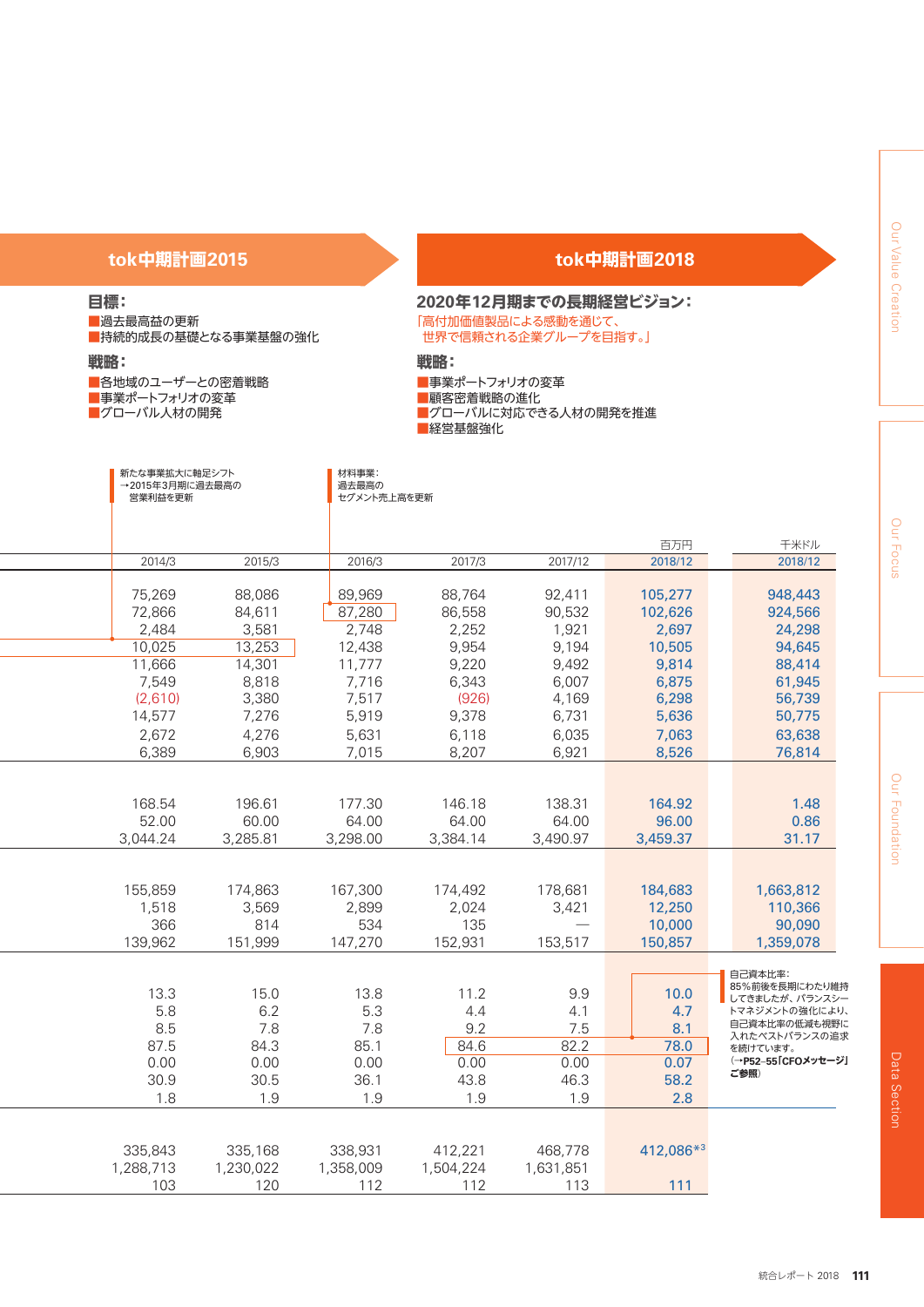## tok中期計画2015

### 目標：

■過去最高益の更新
■持続的成長の基礎となる事業基盤の強化

### 戦略：

■各地域のユーザーとの密着戦略
■事業ポートフォリオの変革
■グローバル人材の開発

## tok中期計画2018

### 2020年12月期までの長期経営ビジョン：

「高付加価値製品による感動を通じて、
世界で信頼される企業グループを目指す。」

### 戦略：

■事業ポートフォリオの変革
■顧客密着戦略の進化
■グローバルに対応できる人材の開発を推進
■経営基盤強化

新たな事業拡大に軸足シフト
→2015年3月期に過去最高の営業利益を更新

材料事業：
過去最高のセグメント売上高を更新

| 2014/3 | 2015/3 | 2016/3 | 2017/3 | 2017/12 | 百万円 2018/12 | 千米ドル 2018/12 |
|---|---|---|---|---|---|---|
| 75,269 | 88,086 | 89,969 | 88,764 | 92,411 | 105,277 | 948,443 |
| 72,866 | 84,611 | 87,280 | 86,558 | 90,532 | 102,626 | 924,566 |
| 2,484 | 3,581 | 2,748 | 2,252 | 1,921 | 2,697 | 24,298 |
| 10,025 | 13,253 | 12,438 | 9,954 | 9,194 | 10,505 | 94,645 |
| 11,666 | 14,301 | 11,777 | 9,220 | 9,492 | 9,814 | 88,414 |
| 7,549 | 8,818 | 7,716 | 6,343 | 6,007 | 6,875 | 61,945 |
| (2,610) | 3,380 | 7,517 | (926) | 4,169 | 6,298 | 56,739 |
| 14,577 | 7,276 | 5,919 | 9,378 | 6,731 | 5,636 | 50,775 |
| 2,672 | 4,276 | 5,631 | 6,118 | 6,035 | 7,063 | 63,638 |
| 6,389 | 6,903 | 7,015 | 8,207 | 6,921 | 8,526 | 76,814 |
| | | | | | | |
| 168.54 | 196.61 | 177.30 | 146.18 | 138.31 | 164.92 | 1.48 |
| 52.00 | 60.00 | 64.00 | 64.00 | 64.00 | 96.00 | 0.86 |
| 3,044.24 | 3,285.81 | 3,298.00 | 3,384.14 | 3,490.97 | 3,459.37 | 31.17 |
| | | | | | | |
| 155,859 | 174,863 | 167,300 | 174,492 | 178,681 | 184,683 | 1,663,812 |
| 1,518 | 3,569 | 2,899 | 2,024 | 3,421 | 12,250 | 110,366 |
| 366 | 814 | 534 | 135 | — | 10,000 | 90,090 |
| 139,962 | 151,999 | 147,270 | 152,931 | 153,517 | 150,857 | 1,359,078 |
| | | | | | | |
| 13.3 | 15.0 | 13.8 | 11.2 | 9.9 | 10.0 | |
| 5.8 | 6.2 | 5.3 | 4.4 | 4.1 | 4.7 | |
| 8.5 | 7.8 | 7.8 | 9.2 | 7.5 | 8.1 | |
| 87.5 | 84.3 | 85.1 | 84.6 | 82.2 | 78.0 | |
| 0.00 | 0.00 | 0.00 | 0.00 | 0.00 | 0.07 | |
| 30.9 | 30.5 | 36.1 | 43.8 | 46.3 | 58.2 | |
| 1.8 | 1.9 | 1.9 | 1.9 | 1.9 | 2.8 | |
| | | | | | | |
| 335,843 | 335,168 | 338,931 | 412,221 | 468,778 | 412,086*3 | |
| 1,288,713 | 1,230,022 | 1,358,009 | 1,504,224 | 1,631,851 | | |
| 103 | 120 | 112 | 112 | 113 | 111 | |

自己資本比率：
85%前後を長期にわたり維持してきましたが、バランスシートマネジメントの強化により、自己資本比率の低減も視野に入れたベストバランスの追求を続けています。
（→P52–55「CFOメッセージ」ご参照）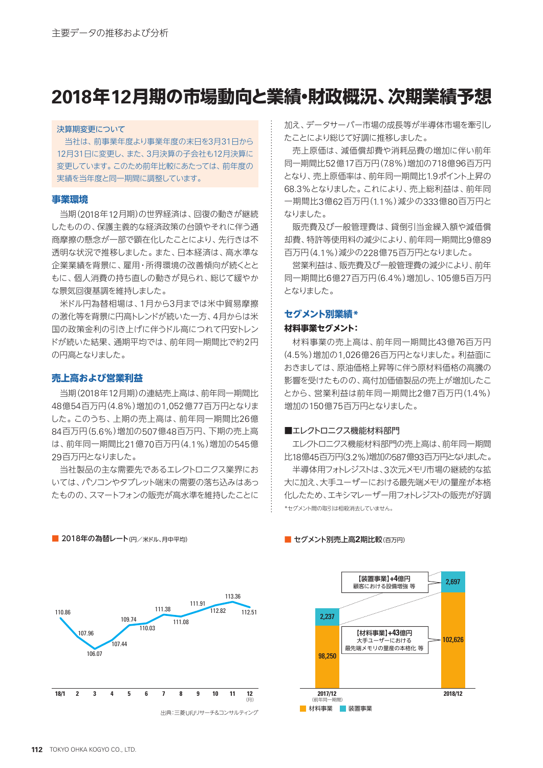# 2018年12月期の市場動向と業績・財政概況、次期業績予想

決算期変更について

当社は、前事業年度より事業年度の末日を3月31日から12月31日に変更し、また、3月決算の子会社も12月決算に変更しています。このため前年比較にあたっては、前年度の実績を当年度と同一期間に調整しています。

## 事業環境

当期（2018年12月期）の世界経済は、回復の動きが継続したものの、保護主義的な経済政策の台頭やそれに伴う通商摩擦の懸念が一部で顕在化したことにより、先行きは不透明な状況で推移しました。また、日本経済は、高水準な企業業績を背景に、雇用・所得環境の改善傾向が続くとともに、個人消費の持ち直しの動きが見られ、総じて緩やかな景気回復基調を維持しました。

米ドル円為替相場は、1月から3月までは米中貿易摩擦の激化等を背景に円高トレンドが続いた一方、4月からは米国の政策金利の引き上げに伴うドル高につれて円安トレンドが続いた結果、通期平均では、前年同一期間比で約2円の円高となりました。

## 売上高および営業利益

当期（2018年12月期）の連結売上高は、前年同一期間比48億54百万円（4.8%）増加の1,052億77百万円となりました。このうち、上期の売上高は、前年同一期間比26億84百万円（5.6%）増加の507億48百万円、下期の売上高は、前年同一期間比21億70百万円（4.1%）増加の545億29百万円となりました。

当社製品の主な需要先であるエレクトロニクス業界においては、パソコンやタブレット端末の需要の落ち込みはあったものの、スマートフォンの販売が高水準を維持したことに加え、データサーバー市場の成長等が半導体市場を牽引したことにより総じて好調に推移しました。

売上原価は、減価償却費や消耗品費の増加に伴い前年同一期間比52億17百万円（7.8%）増加の718億96百万円となり、売上原価率は、前年同一期間比1.9ポイント上昇の68.3%となりました。これにより、売上総利益は、前年同一期間比3億62百万円（1.1%）減少の333億80百万円となりました。

販売費及び一般管理費は、貸倒引当金繰入額や減価償却費、特許等使用料の減少により、前年同一期間比9億89百万円（4.1%）減少の228億75百万円となりました。

営業利益は、販売費及び一般管理費の減少により、前年同一期間比6億27百万円（6.4%）増加し、105億5百万円となりました。

## セグメント別業績*

### 材料事業セグメント：

材料事業の売上高は、前年同一期間比43億76百万円（4.5%）増加の1,026億26百万円となりました。利益面におきましては、原油価格上昇等に伴う原材料価格の高騰の影響を受けたものの、高付加価値製品の売上が増加したことから、営業利益は前年同一期間比2億7百万円（1.4%）増加の150億75百万円となりました。

### ■エレクトロニクス機能材料部門

エレクトロニクス機能材料部門の売上高は、前年同一期間比18億45百万円（3.2%）増加の587億93百万円となりました。

半導体用フォトレジストは、3次元メモリ市場の継続的な拡大に加え、大手ユーザーにおける最先端メモリの量産が本格化したため、エキシマレーザー用フォトレジストの販売が好調

*セグメント間の取引は相殺消去していません。

■ 2018年の為替レート（円／米ドル、月中平均）

| 月 | 18/1 | 2 | 3 | 4 | 5 | 6 | 7 | 8 | 9 | 10 | 11 | 12 |
|---|---|---|---|---|---|---|---|---|---|---|---|---|
| 円／米ドル | 110.86 | 107.96 | 106.07 | 107.44 | 109.74 | 110.03 | 111.38 | 111.08 | 111.91 | 112.82 | 113.36 | 112.51 |

出典：三菱UFJリサーチ&コンサルティング

■ セグメント別売上高2期比較（百万円）

| | 2017/12（前年同一期間） | 2018/12 |
|---|---|---|
| 材料事業 | 98,250 | 102,626 |
| 装置事業 | 2,237 | 2,697 |

【装置事業】+4億円 顧客における設備増強 等

【材料事業】+43億円 大手ユーザーにおける最先端メモリの量産の本格化 等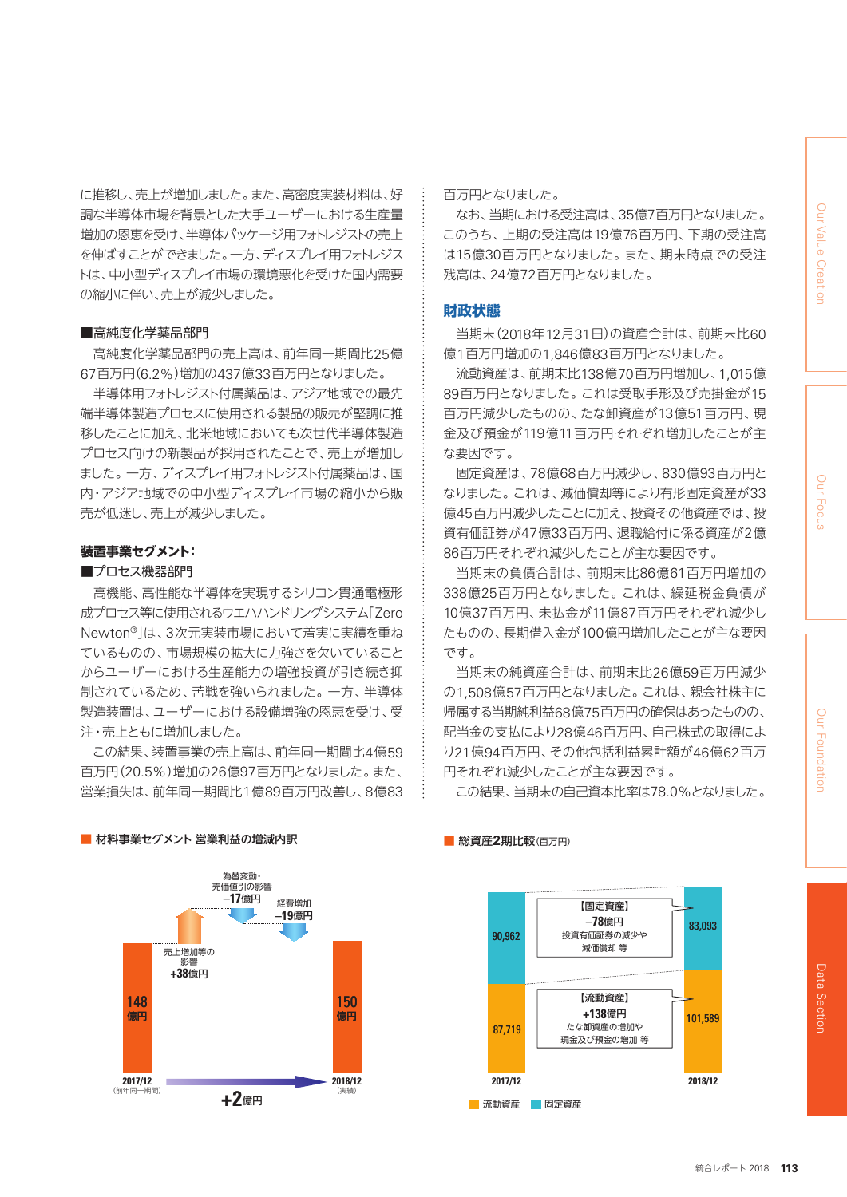に推移し、売上が増加しました。また、高密度実装材料は、好調な半導体市場を背景とした大手ユーザーにおける生産量増加の恩恵を受け、半導体パッケージ用フォトレジストの売上を伸ばすことができました。一方、ディスプレイ用フォトレジストは、中小型ディスプレイ市場の環境悪化を受けた国内需要の縮小に伴い、売上が減少しました。

■高純度化学薬品部門

高純度化学薬品部門の売上高は、前年同一期間比25億67百万円(6.2%)増加の437億33百万円となりました。

半導体用フォトレジスト付属薬品は、アジア地域での最先端半導体製造プロセスに使用される製品の販売が堅調に推移したことに加え、北米地域においても次世代半導体製造プロセス向けの新製品が採用されたことで、売上が増加しました。一方、ディスプレイ用フォトレジスト付属薬品は、国内・アジア地域での中小型ディスプレイ市場の縮小から販売が低迷し、売上が減少しました。

**装置事業セグメント:**

■プロセス機器部門

高機能、高性能な半導体を実現するシリコン貫通電極形成プロセス等に使用されるウエハハンドリングシステム「Zero Newton®」は、3次元実装市場において着実に実績を重ねているものの、市場規模の拡大に力強さを欠いていることからユーザーにおける生産能力の増強投資が引き続き抑制されているため、苦戦を強いられました。一方、半導体製造装置は、ユーザーにおける設備増強の恩恵を受け、受注・売上ともに増加しました。

この結果、装置事業の売上高は、前年同一期間比4億59百万円(20.5%)増加の26億97百万円となりました。また、営業損失は、前年同一期間比1億89百万円改善し、8億83百万円となりました。

なお、当期における受注高は、35億7百万円となりました。このうち、上期の受注高は19億76百万円、下期の受注高は15億30百万円となりました。また、期末時点での受注残高は、24億72百万円となりました。

## 財政状態

当期末(2018年12月31日)の資産合計は、前期末比60億1百万円増加の1,846億83百万円となりました。

流動資産は、前期末比138億70百万円増加し、1,015億89百万円となりました。これは受取手形及び売掛金が15百万円減少したものの、たな卸資産が13億51百万円、現金及び預金が119億11百万円それぞれ増加したことが主な要因です。

固定資産は、78億68百万円減少し、830億93百万円となりました。これは、減価償却等により有形固定資産が33億45百万円減少したことに加え、投資その他資産では、投資有価証券が47億33百万円、退職給付に係る資産が2億86百万円それぞれ減少したことが主な要因です。

当期末の負債合計は、前期末比86億61百万円増加の338億25百万円となりました。これは、繰延税金負債が10億37百万円、未払金が11億87百万円それぞれ減少したものの、長期借入金が100億円増加したことが主な要因です。

当期末の純資産合計は、前期末比26億59百万円減少の1,508億57百万円となりました。これは、親会社株主に帰属する当期純利益68億75百万円の確保はあったものの、配当金の支払により28億46百万円、自己株式の取得により21億94百万円、その他包括利益累計額が46億62百万円それぞれ減少したことが主な要因です。

この結果、当期末の自己資本比率は78.0%となりました。

■ 材料事業セグメント 営業利益の増減内訳

| | 金額 |
|---|---|
| 2017/12(前年同一期間) | 148億円 |
| 売上増加等の影響 | +38億円 |
| 為替変動・売価値引の影響 | −17億円 |
| 経費増加 | −19億円 |
| 2018/12(実績) | 150億円 |
| 増減 | +2億円 |

■ 総資産2期比較(百万円)

| | 2017/12 | 2018/12 | 増減 |
|---|---|---|---|
| 固定資産 | 90,962 | 83,093 | 【固定資産】−78億円 投資有価証券の減少や減価償却 等 |
| 流動資産 | 87,719 | 101,589 | 【流動資産】+138億円 たな卸資産の増加や現金及び預金の増加 等 |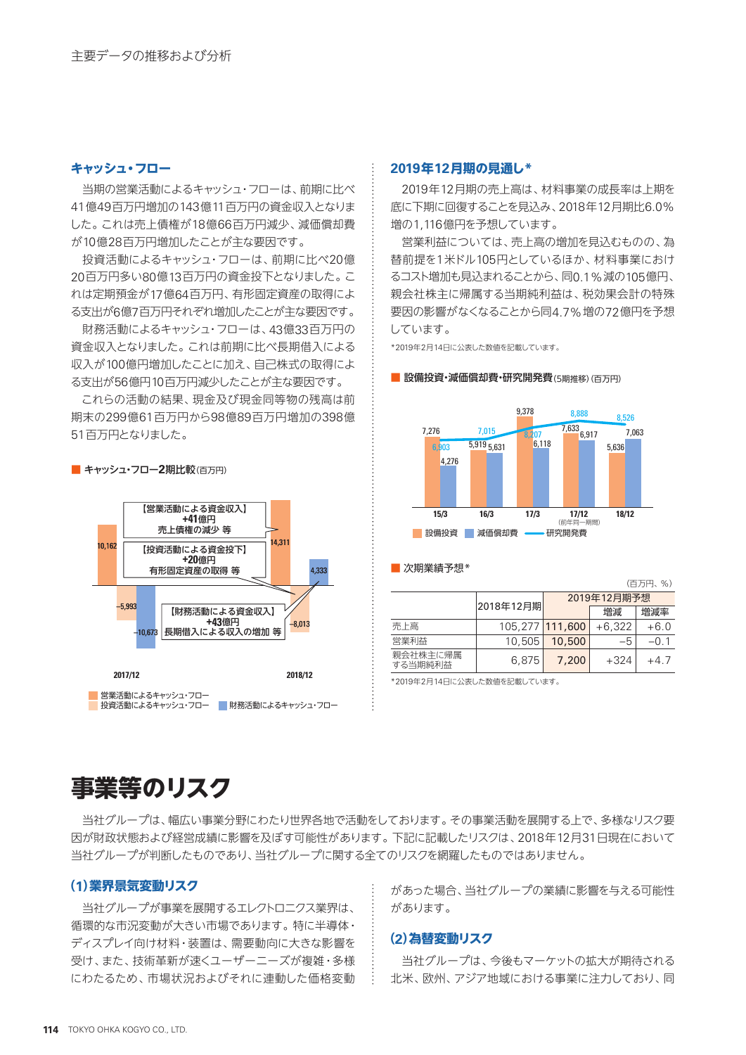### キャッシュ・フロー

当期の営業活動によるキャッシュ・フローは、前期に比べ41億49百万円増加の143億11百万円の資金収入となりました。これは売上債権が18億66百万円減少、減価償却費が10億28百万円増加したことが主な要因です。

投資活動によるキャッシュ・フローは、前期に比べ20億20百万円多い80億13百万円の資金投下となりました。これは定期預金が17億64百万円、有形固定資産の取得による支出が6億7百万円それぞれ増加したことが主な要因です。

財務活動によるキャッシュ・フローは、43億33百万円の資金収入となりました。これは前期に比べ長期借入による収入が100億円増加したことに加え、自己株式の取得による支出が56億10百万円減少したことが主な要因です。

これらの活動の結果、現金及び現金同等物の残高は前期末の299億61百万円から98億89百万円増加の398億51百万円となりました。

■ キャッシュ・フロー2期比較(百万円)

| | 2017/12 | 2018/12 |
|---|---|---|
| 営業活動によるキャッシュ・フロー | 10,162 | 14,311 |
| 投資活動によるキャッシュ・フロー | –5,993 | –8,013 |
| 財務活動によるキャッシュ・フロー | –10,673 | 4,333 |

【営業活動による資金収入】+41億円 売上債権の減少 等
【投資活動による資金投下】+20億円 有形固定資産の取得 等
【財務活動による資金収入】+43億円 長期借入による収入の増加 等

### 2019年12月期の見通し*

2019年12月期の売上高は、材料事業の成長率は上期を底に下期に回復することを見込み、2018年12月期比6.0%増の1,116億円を予想しています。

営業利益については、売上高の増加を見込むものの、為替前提を1米ドル105円としているほか、材料事業におけるコスト増加も見込まれることから、同0.1%減の105億円、親会社株主に帰属する当期純利益は、税効果会計の特殊要因の影響がなくなることから同4.7%増の72億円を予想しています。

*2019年2月14日に公表した数値を記載しています。

■ 設備投資・減価償却費・研究開発費(5期推移)(百万円)

| | 15/3 | 16/3 | 17/3 | 17/12(前年同一期間) | 18/12 |
|---|---|---|---|---|---|
| 設備投資 | 6,903 | 5,919 | 9,378 | 7,633 | 5,636 |
| 減価償却費 | 4,276 | 5,631 | 6,118 | 6,917 | 7,063 |
| 研究開発費 | 7,276 | 7,015 | 8,207 | 8,888 | 8,526 |

■ 次期業績予想*

(百万円、%)

| | 2018年12月期 | 2019年12月期予想 | | |
|---|---|---|---|---|
| | | | 増減 | 増減率 |
| 売上高 | 105,277 | 111,600 | +6,322 | +6.0 |
| 営業利益 | 10,505 | 10,500 | –5 | –0.1 |
| 親会社株主に帰属する当期純利益 | 6,875 | 7,200 | +324 | +4.7 |

*2019年2月14日に公表した数値を記載しています。

# 事業等のリスク

当社グループは、幅広い事業分野にわたり世界各地で活動をしております。その事業活動を展開する上で、多様なリスク要因が財政状態および経営成績に影響を及ぼす可能性があります。下記に記載したリスクは、2018年12月31日現在において当社グループが判断したものであり、当社グループに関する全てのリスクを網羅したものではありません。

### (1)業界景気変動リスク

当社グループが事業を展開するエレクトロニクス業界は、循環的な市況変動が大きい市場であります。特に半導体・ディスプレイ向け材料・装置は、需要動向に大きな影響を受け、また、技術革新が速くユーザーニーズが複雑・多様にわたるため、市場状況およびそれに連動した価格変動があった場合、当社グループの業績に影響を与える可能性があります。

### (2)為替変動リスク

当社グループは、今後もマーケットの拡大が期待される北米、欧州、アジア地域における事業に注力しており、同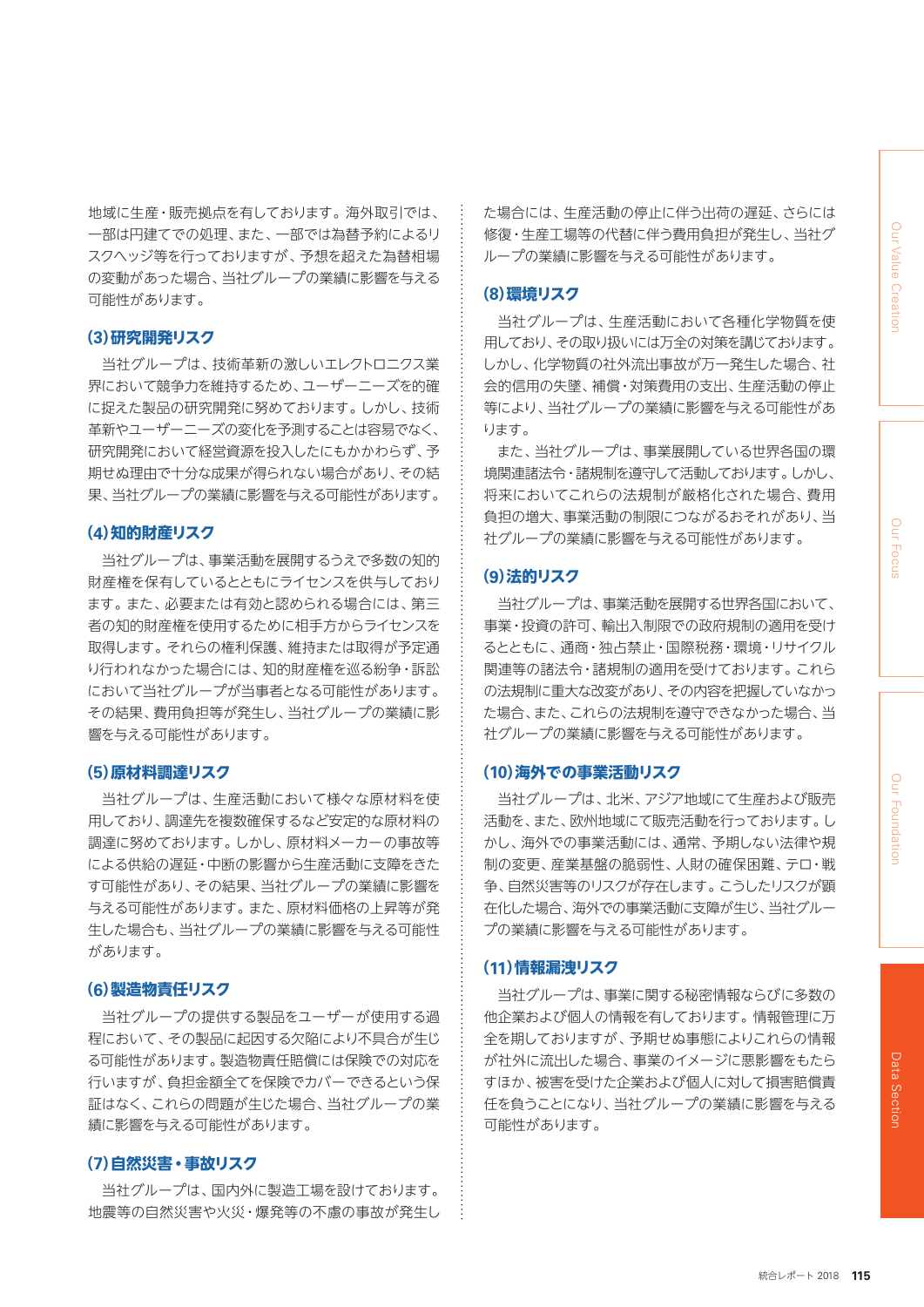地域に生産・販売拠点を有しております。海外取引では、一部は円建てでの処理、また、一部では為替予約によるリスクヘッジ等を行っておりますが、予想を超えた為替相場の変動があった場合、当社グループの業績に影響を与える可能性があります。

### (3)研究開発リスク

当社グループは、技術革新の激しいエレクトロニクス業界において競争力を維持するため、ユーザーニーズを的確に捉えた製品の研究開発に努めております。しかし、技術革新やユーザーニーズの変化を予測することは容易でなく、研究開発において経営資源を投入したにもかかわらず、予期せぬ理由で十分な成果が得られない場合があり、その結果、当社グループの業績に影響を与える可能性があります。

### (4)知的財産リスク

当社グループは、事業活動を展開するうえで多数の知的財産権を保有しているとともにライセンスを供与しております。また、必要または有効と認められる場合には、第三者の知的財産権を使用するために相手方からライセンスを取得します。それらの権利保護、維持または取得が予定通り行われなかった場合には、知的財産権を巡る紛争・訴訟において当社グループが当事者となる可能性があります。その結果、費用負担等が発生し、当社グループの業績に影響を与える可能性があります。

### (5)原材料調達リスク

当社グループは、生産活動において様々な原材料を使用しており、調達先を複数確保するなど安定的な原材料の調達に努めております。しかし、原材料メーカーの事故等による供給の遅延・中断の影響から生産活動に支障をきたす可能性があり、その結果、当社グループの業績に影響を与える可能性があります。また、原材料価格の上昇等が発生した場合も、当社グループの業績に影響を与える可能性があります。

### (6)製造物責任リスク

当社グループの提供する製品をユーザーが使用する過程において、その製品に起因する欠陥により不具合が生じる可能性があります。製造物責任賠償には保険での対応を行いますが、負担金額全てを保険でカバーできるという保証はなく、これらの問題が生じた場合、当社グループの業績に影響を与える可能性があります。

### (7)自然災害・事故リスク

当社グループは、国内外に製造工場を設けております。地震等の自然災害や火災・爆発等の不慮の事故が発生した場合には、生産活動の停止に伴う出荷の遅延、さらには修復・生産工場等の代替に伴う費用負担が発生し、当社グループの業績に影響を与える可能性があります。

### (8)環境リスク

当社グループは、生産活動において各種化学物質を使用しており、その取り扱いには万全の対策を講じております。しかし、化学物質の社外流出事故が万一発生した場合、社会的信用の失墜、補償・対策費用の支出、生産活動の停止等により、当社グループの業績に影響を与える可能性があります。

また、当社グループは、事業展開している世界各国の環境関連諸法令・諸規制を遵守して活動しております。しかし、将来においてこれらの法規制が厳格化された場合、費用負担の増大、事業活動の制限につながるおそれがあり、当社グループの業績に影響を与える可能性があります。

### (9)法的リスク

当社グループは、事業活動を展開する世界各国において、事業・投資の許可、輸出入制限での政府規制の適用を受けるとともに、通商・独占禁止・国際税務・環境・リサイクル関連等の諸法令・諸規制の適用を受けております。これらの法規制に重大な改変があり、その内容を把握していなかった場合、また、これらの法規制を遵守できなかった場合、当社グループの業績に影響を与える可能性があります。

### (10)海外での事業活動リスク

当社グループは、北米、アジア地域にて生産および販売活動を、また、欧州地域にて販売活動を行っております。しかし、海外での事業活動には、通常、予期しない法律や規制の変更、産業基盤の脆弱性、人財の確保困難、テロ・戦争、自然災害等のリスクが存在します。こうしたリスクが顕在化した場合、海外での事業活動に支障が生じ、当社グループの業績に影響を与える可能性があります。

### (11)情報漏洩リスク

当社グループは、事業に関する秘密情報ならびに多数の他企業および個人の情報を有しております。情報管理に万全を期しておりますが、予期せぬ事態によりこれらの情報が社外に流出した場合、事業のイメージに悪影響をもたらすほか、被害を受けた企業および個人に対して損害賠償責任を負うことになり、当社グループの業績に影響を与える可能性があります。